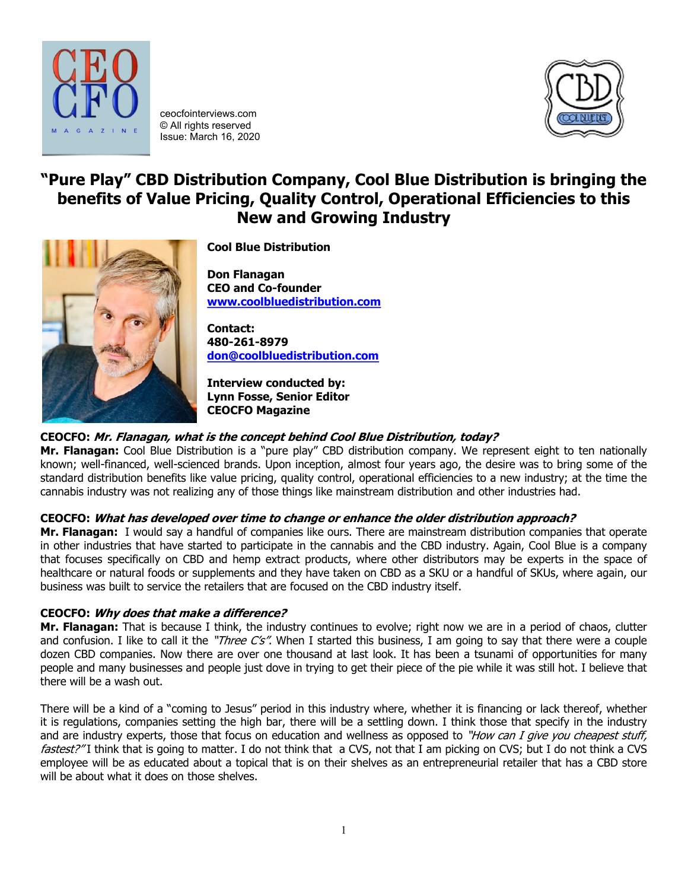ceocfointerviews.com
© All rights reserved
Issue: March 16, 2020

# "Pure Play" CBD Distribution Company, Cool Blue Distribution is bringing the benefits of Value Pricing, Quality Control, Operational Efficiencies to this New and Growing Industry

**Cool Blue Distribution**

**Don Flanagan**
**CEO and Co-founder**
**www.coolbluedistribution.com**

**Contact:**
**480-261-8979**
**don@coolbluedistribution.com**

**Interview conducted by:**
**Lynn Fosse, Senior Editor**
**CEOCFO Magazine**

**CEOCFO: *Mr. Flanagan, what is the concept behind Cool Blue Distribution, today?***
**Mr. Flanagan:** Cool Blue Distribution is a "pure play" CBD distribution company. We represent eight to ten nationally known; well-financed, well-scienced brands. Upon inception, almost four years ago, the desire was to bring some of the standard distribution benefits like value pricing, quality control, operational efficiencies to a new industry; at the time the cannabis industry was not realizing any of those things like mainstream distribution and other industries had.

**CEOCFO: *What has developed over time to change or enhance the older distribution approach?***
**Mr. Flanagan:** I would say a handful of companies like ours. There are mainstream distribution companies that operate in other industries that have started to participate in the cannabis and the CBD industry. Again, Cool Blue is a company that focuses specifically on CBD and hemp extract products, where other distributors may be experts in the space of healthcare or natural foods or supplements and they have taken on CBD as a SKU or a handful of SKUs, where again, our business was built to service the retailers that are focused on the CBD industry itself.

**CEOCFO: *Why does that make a difference?***
**Mr. Flanagan:** That is because I think, the industry continues to evolve; right now we are in a period of chaos, clutter and confusion. I like to call it the *"Three C's"*. When I started this business, I am going to say that there were a couple dozen CBD companies. Now there are over one thousand at last look. It has been a tsunami of opportunities for many people and many businesses and people just dove in trying to get their piece of the pie while it was still hot. I believe that there will be a wash out.

There will be a kind of a "coming to Jesus" period in this industry where, whether it is financing or lack thereof, whether it is regulations, companies setting the high bar, there will be a settling down. I think those that specify in the industry and are industry experts, those that focus on education and wellness as opposed to *"How can I give you cheapest stuff, fastest?"* I think that is going to matter. I do not think that a CVS, not that I am picking on CVS; but I do not think a CVS employee will be as educated about a topical that is on their shelves as an entrepreneurial retailer that has a CBD store will be about what it does on those shelves.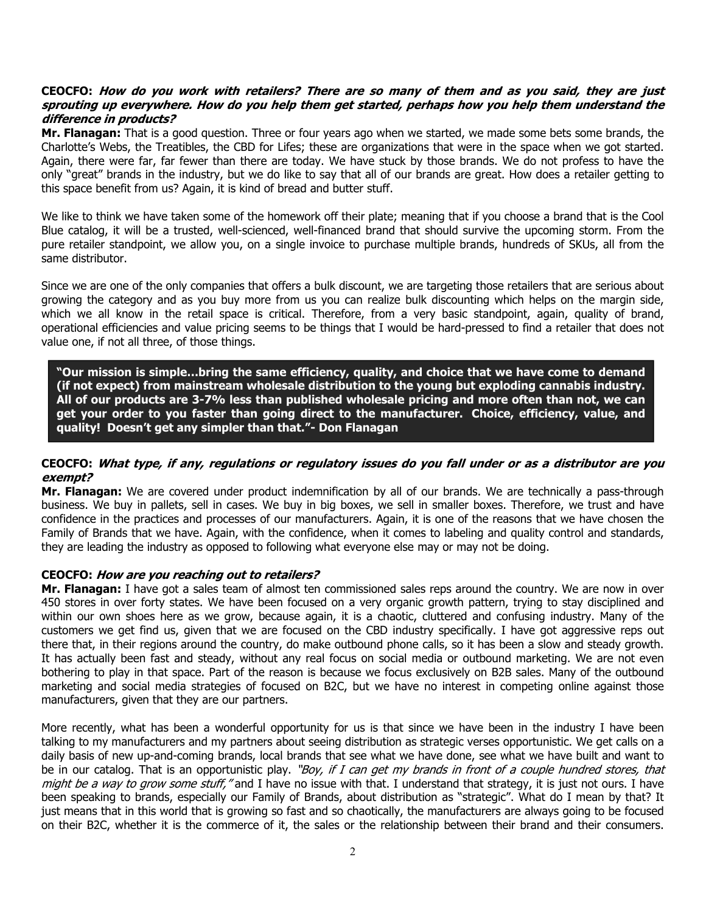**CEOCFO:** ***How do you work with retailers? There are so many of them and as you said, they are just sprouting up everywhere. How do you help them get started, perhaps how you help them understand the difference in products?***

**Mr. Flanagan:** That is a good question. Three or four years ago when we started, we made some bets some brands, the Charlotte's Webs, the Treatibles, the CBD for Lifes; these are organizations that were in the space when we got started. Again, there were far, far fewer than there are today. We have stuck by those brands. We do not profess to have the only "great" brands in the industry, but we do like to say that all of our brands are great. How does a retailer getting to this space benefit from us? Again, it is kind of bread and butter stuff.

We like to think we have taken some of the homework off their plate; meaning that if you choose a brand that is the Cool Blue catalog, it will be a trusted, well-scienced, well-financed brand that should survive the upcoming storm. From the pure retailer standpoint, we allow you, on a single invoice to purchase multiple brands, hundreds of SKUs, all from the same distributor.

Since we are one of the only companies that offers a bulk discount, we are targeting those retailers that are serious about growing the category and as you buy more from us you can realize bulk discounting which helps on the margin side, which we all know in the retail space is critical. Therefore, from a very basic standpoint, again, quality of brand, operational efficiencies and value pricing seems to be things that I would be hard-pressed to find a retailer that does not value one, if not all three, of those things.

> **"Our mission is simple…bring the same efficiency, quality, and choice that we have come to demand (if not expect) from mainstream wholesale distribution to the young but exploding cannabis industry. All of our products are 3-7% less than published wholesale pricing and more often than not, we can get your order to you faster than going direct to the manufacturer. Choice, efficiency, value, and quality! Doesn't get any simpler than that."- Don Flanagan**

**CEOCFO:** ***What type, if any, regulations or regulatory issues do you fall under or as a distributor are you exempt?***

**Mr. Flanagan:** We are covered under product indemnification by all of our brands. We are technically a pass-through business. We buy in pallets, sell in cases. We buy in big boxes, we sell in smaller boxes. Therefore, we trust and have confidence in the practices and processes of our manufacturers. Again, it is one of the reasons that we have chosen the Family of Brands that we have. Again, with the confidence, when it comes to labeling and quality control and standards, they are leading the industry as opposed to following what everyone else may or may not be doing.

**CEOCFO:** ***How are you reaching out to retailers?***

**Mr. Flanagan:** I have got a sales team of almost ten commissioned sales reps around the country. We are now in over 450 stores in over forty states. We have been focused on a very organic growth pattern, trying to stay disciplined and within our own shoes here as we grow, because again, it is a chaotic, cluttered and confusing industry. Many of the customers we get find us, given that we are focused on the CBD industry specifically. I have got aggressive reps out there that, in their regions around the country, do make outbound phone calls, so it has been a slow and steady growth. It has actually been fast and steady, without any real focus on social media or outbound marketing. We are not even bothering to play in that space. Part of the reason is because we focus exclusively on B2B sales. Many of the outbound marketing and social media strategies of focused on B2C, but we have no interest in competing online against those manufacturers, given that they are our partners.

More recently, what has been a wonderful opportunity for us is that since we have been in the industry I have been talking to my manufacturers and my partners about seeing distribution as strategic verses opportunistic. We get calls on a daily basis of new up-and-coming brands, local brands that see what we have done, see what we have built and want to be in our catalog. That is an opportunistic play. *"Boy, if I can get my brands in front of a couple hundred stores, that might be a way to grow some stuff,"* and I have no issue with that. I understand that strategy, it is just not ours. I have been speaking to brands, especially our Family of Brands, about distribution as "strategic". What do I mean by that? It just means that in this world that is growing so fast and so chaotically, the manufacturers are always going to be focused on their B2C, whether it is the commerce of it, the sales or the relationship between their brand and their consumers.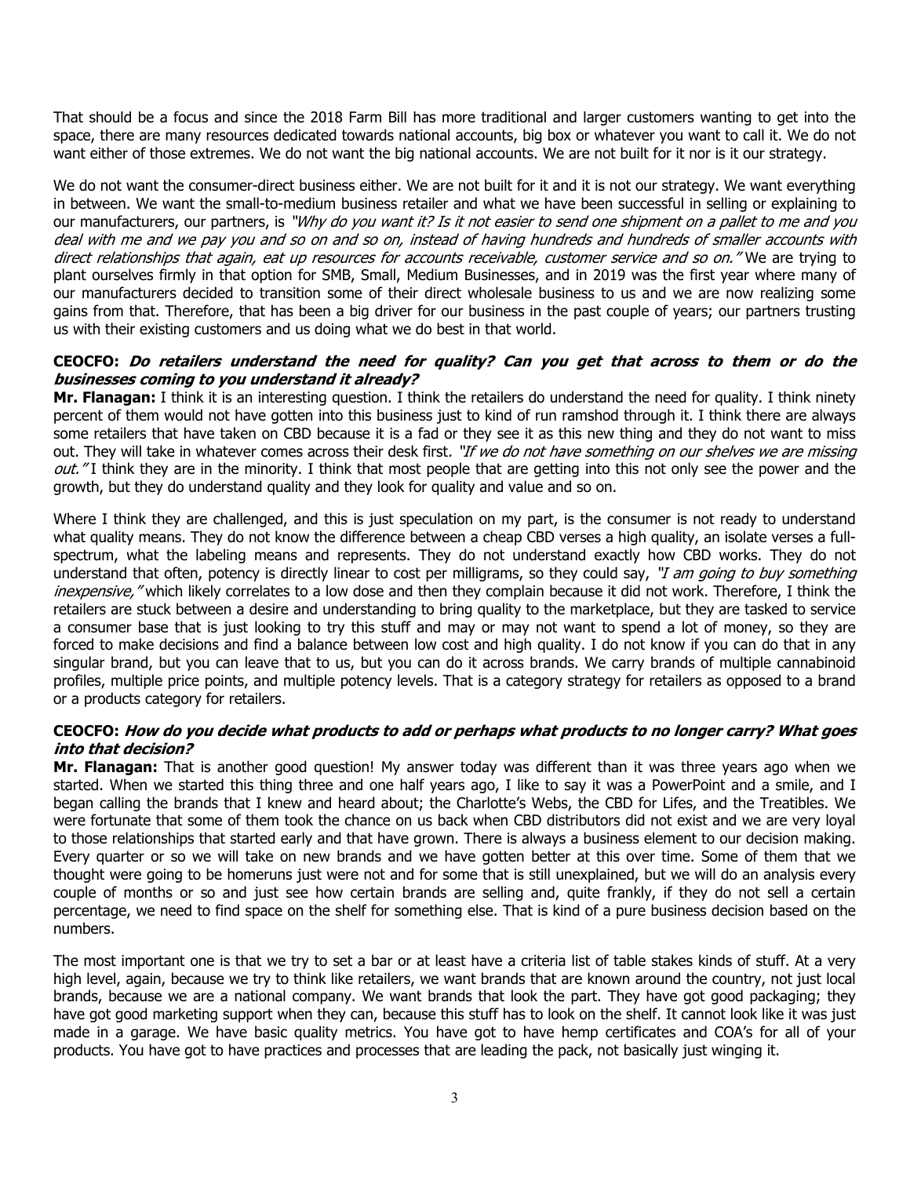That should be a focus and since the 2018 Farm Bill has more traditional and larger customers wanting to get into the space, there are many resources dedicated towards national accounts, big box or whatever you want to call it. We do not want either of those extremes. We do not want the big national accounts. We are not built for it nor is it our strategy.

We do not want the consumer-direct business either. We are not built for it and it is not our strategy. We want everything in between. We want the small-to-medium business retailer and what we have been successful in selling or explaining to our manufacturers, our partners, is *"Why do you want it? Is it not easier to send one shipment on a pallet to me and you deal with me and we pay you and so on and so on, instead of having hundreds and hundreds of smaller accounts with direct relationships that again, eat up resources for accounts receivable, customer service and so on."* We are trying to plant ourselves firmly in that option for SMB, Small, Medium Businesses, and in 2019 was the first year where many of our manufacturers decided to transition some of their direct wholesale business to us and we are now realizing some gains from that. Therefore, that has been a big driver for our business in the past couple of years; our partners trusting us with their existing customers and us doing what we do best in that world.

**CEOCFO: *Do retailers understand the need for quality? Can you get that across to them or do the businesses coming to you understand it already?***
**Mr. Flanagan:** I think it is an interesting question. I think the retailers do understand the need for quality. I think ninety percent of them would not have gotten into this business just to kind of run ramshod through it. I think there are always some retailers that have taken on CBD because it is a fad or they see it as this new thing and they do not want to miss out. They will take in whatever comes across their desk first. *"If we do not have something on our shelves we are missing out."* I think they are in the minority. I think that most people that are getting into this not only see the power and the growth, but they do understand quality and they look for quality and value and so on.

Where I think they are challenged, and this is just speculation on my part, is the consumer is not ready to understand what quality means. They do not know the difference between a cheap CBD verses a high quality, an isolate verses a full-spectrum, what the labeling means and represents. They do not understand exactly how CBD works. They do not understand that often, potency is directly linear to cost per milligrams, so they could say, *"I am going to buy something inexpensive,"* which likely correlates to a low dose and then they complain because it did not work. Therefore, I think the retailers are stuck between a desire and understanding to bring quality to the marketplace, but they are tasked to service a consumer base that is just looking to try this stuff and may or may not want to spend a lot of money, so they are forced to make decisions and find a balance between low cost and high quality. I do not know if you can do that in any singular brand, but you can leave that to us, but you can do it across brands. We carry brands of multiple cannabinoid profiles, multiple price points, and multiple potency levels. That is a category strategy for retailers as opposed to a brand or a products category for retailers.

**CEOCFO: *How do you decide what products to add or perhaps what products to no longer carry? What goes into that decision?***
**Mr. Flanagan:** That is another good question! My answer today was different than it was three years ago when we started. When we started this thing three and one half years ago, I like to say it was a PowerPoint and a smile, and I began calling the brands that I knew and heard about; the Charlotte's Webs, the CBD for Lifes, and the Treatibles. We were fortunate that some of them took the chance on us back when CBD distributors did not exist and we are very loyal to those relationships that started early and that have grown. There is always a business element to our decision making. Every quarter or so we will take on new brands and we have gotten better at this over time. Some of them that we thought were going to be homeruns just were not and for some that is still unexplained, but we will do an analysis every couple of months or so and just see how certain brands are selling and, quite frankly, if they do not sell a certain percentage, we need to find space on the shelf for something else. That is kind of a pure business decision based on the numbers.

The most important one is that we try to set a bar or at least have a criteria list of table stakes kinds of stuff. At a very high level, again, because we try to think like retailers, we want brands that are known around the country, not just local brands, because we are a national company. We want brands that look the part. They have got good packaging; they have got good marketing support when they can, because this stuff has to look on the shelf. It cannot look like it was just made in a garage. We have basic quality metrics. You have got to have hemp certificates and COA's for all of your products. You have got to have practices and processes that are leading the pack, not basically just winging it.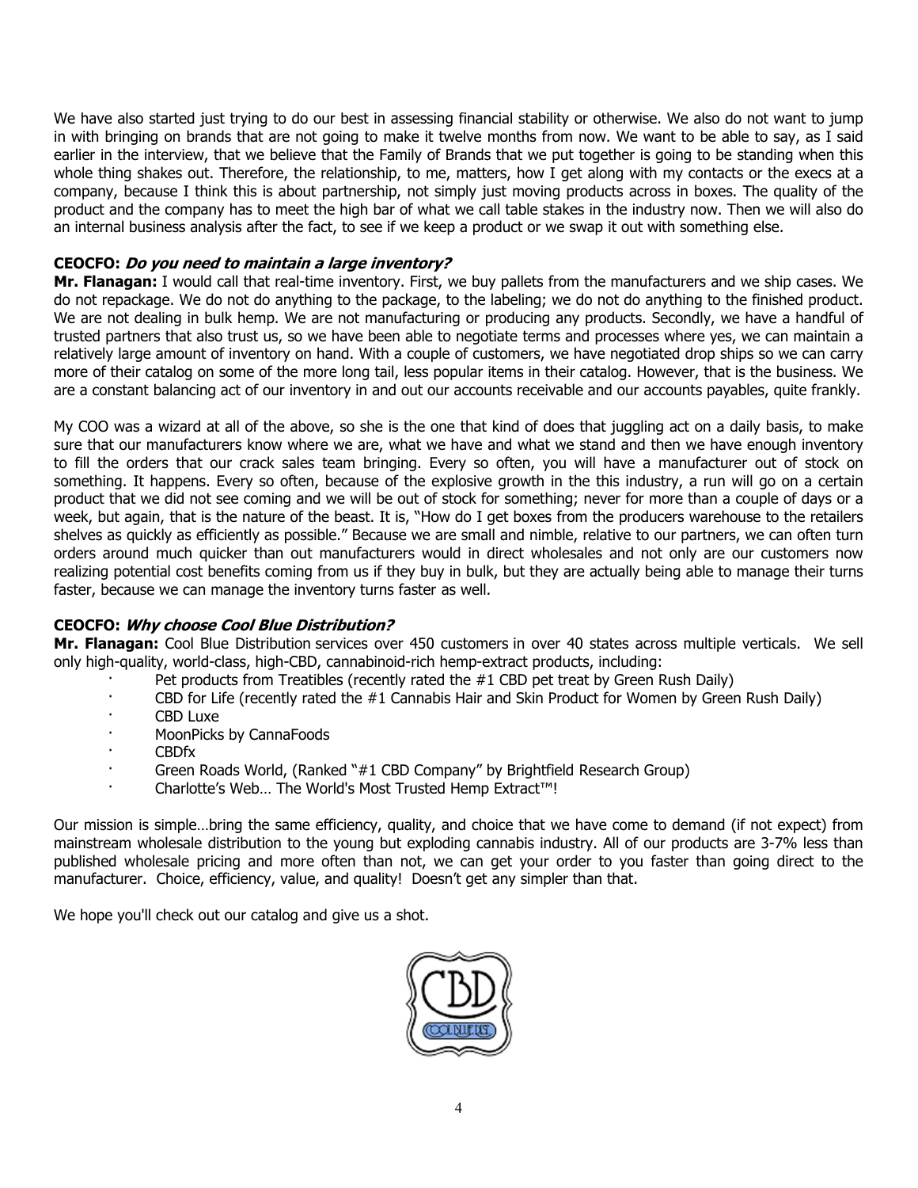We have also started just trying to do our best in assessing financial stability or otherwise. We also do not want to jump in with bringing on brands that are not going to make it twelve months from now. We want to be able to say, as I said earlier in the interview, that we believe that the Family of Brands that we put together is going to be standing when this whole thing shakes out. Therefore, the relationship, to me, matters, how I get along with my contacts or the execs at a company, because I think this is about partnership, not simply just moving products across in boxes. The quality of the product and the company has to meet the high bar of what we call table stakes in the industry now. Then we will also do an internal business analysis after the fact, to see if we keep a product or we swap it out with something else.

**CEOCFO: *Do you need to maintain a large inventory?***

**Mr. Flanagan:** I would call that real-time inventory. First, we buy pallets from the manufacturers and we ship cases. We do not repackage. We do not do anything to the package, to the labeling; we do not do anything to the finished product. We are not dealing in bulk hemp. We are not manufacturing or producing any products. Secondly, we have a handful of trusted partners that also trust us, so we have been able to negotiate terms and processes where yes, we can maintain a relatively large amount of inventory on hand. With a couple of customers, we have negotiated drop ships so we can carry more of their catalog on some of the more long tail, less popular items in their catalog. However, that is the business. We are a constant balancing act of our inventory in and out our accounts receivable and our accounts payables, quite frankly.

My COO was a wizard at all of the above, so she is the one that kind of does that juggling act on a daily basis, to make sure that our manufacturers know where we are, what we have and what we stand and then we have enough inventory to fill the orders that our crack sales team bringing. Every so often, you will have a manufacturer out of stock on something. It happens. Every so often, because of the explosive growth in the this industry, a run will go on a certain product that we did not see coming and we will be out of stock for something; never for more than a couple of days or a week, but again, that is the nature of the beast. It is, "How do I get boxes from the producers warehouse to the retailers shelves as quickly as efficiently as possible." Because we are small and nimble, relative to our partners, we can often turn orders around much quicker than out manufacturers would in direct wholesales and not only are our customers now realizing potential cost benefits coming from us if they buy in bulk, but they are actually being able to manage their turns faster, because we can manage the inventory turns faster as well.

**CEOCFO: *Why choose Cool Blue Distribution?***

**Mr. Flanagan:** Cool Blue Distribution services over 450 customers in over 40 states across multiple verticals. We sell only high-quality, world-class, high-CBD, cannabinoid-rich hemp-extract products, including:

- Pet products from Treatibles (recently rated the #1 CBD pet treat by Green Rush Daily)
- CBD for Life (recently rated the #1 Cannabis Hair and Skin Product for Women by Green Rush Daily)
- CBD Luxe
- MoonPicks by CannaFoods
- CBDfx
- Green Roads World, (Ranked "#1 CBD Company" by Brightfield Research Group)
- Charlotte's Web… The World's Most Trusted Hemp Extract™!

Our mission is simple…bring the same efficiency, quality, and choice that we have come to demand (if not expect) from mainstream wholesale distribution to the young but exploding cannabis industry. All of our products are 3-7% less than published wholesale pricing and more often than not, we can get your order to you faster than going direct to the manufacturer. Choice, efficiency, value, and quality! Doesn't get any simpler than that.

We hope you'll check out our catalog and give us a shot.